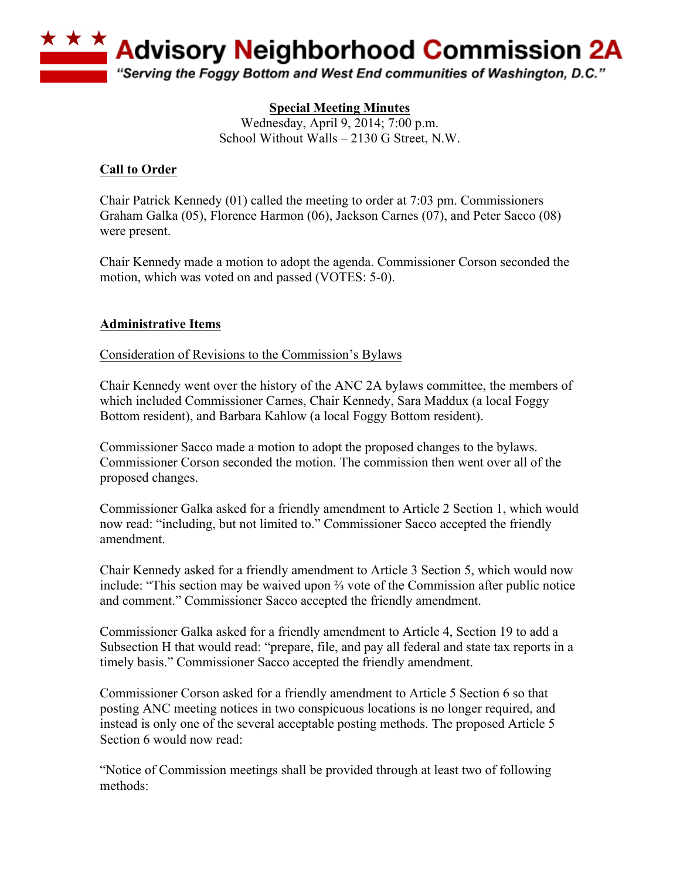# ★★★ Advisory Neighborhood Commission 2A

*"Serving the Foggy Bottom and West End communities of Washington, D.C."*

**Special Meeting Minutes**
Wednesday, April 9, 2014; 7:00 p.m.
School Without Walls – 2130 G Street, N.W.

**Call to Order**

Chair Patrick Kennedy (01) called the meeting to order at 7:03 pm. Commissioners Graham Galka (05), Florence Harmon (06), Jackson Carnes (07), and Peter Sacco (08) were present.

Chair Kennedy made a motion to adopt the agenda. Commissioner Corson seconded the motion, which was voted on and passed (VOTES: 5-0).

**Administrative Items**

Consideration of Revisions to the Commission's Bylaws

Chair Kennedy went over the history of the ANC 2A bylaws committee, the members of which included Commissioner Carnes, Chair Kennedy, Sara Maddux (a local Foggy Bottom resident), and Barbara Kahlow (a local Foggy Bottom resident).

Commissioner Sacco made a motion to adopt the proposed changes to the bylaws. Commissioner Corson seconded the motion. The commission then went over all of the proposed changes.

Commissioner Galka asked for a friendly amendment to Article 2 Section 1, which would now read: "including, but not limited to." Commissioner Sacco accepted the friendly amendment.

Chair Kennedy asked for a friendly amendment to Article 3 Section 5, which would now include: "This section may be waived upon ⅔ vote of the Commission after public notice and comment." Commissioner Sacco accepted the friendly amendment.

Commissioner Galka asked for a friendly amendment to Article 4, Section 19 to add a Subsection H that would read: "prepare, file, and pay all federal and state tax reports in a timely basis." Commissioner Sacco accepted the friendly amendment.

Commissioner Corson asked for a friendly amendment to Article 5 Section 6 so that posting ANC meeting notices in two conspicuous locations is no longer required, and instead is only one of the several acceptable posting methods. The proposed Article 5 Section 6 would now read:

"Notice of Commission meetings shall be provided through at least two of following methods: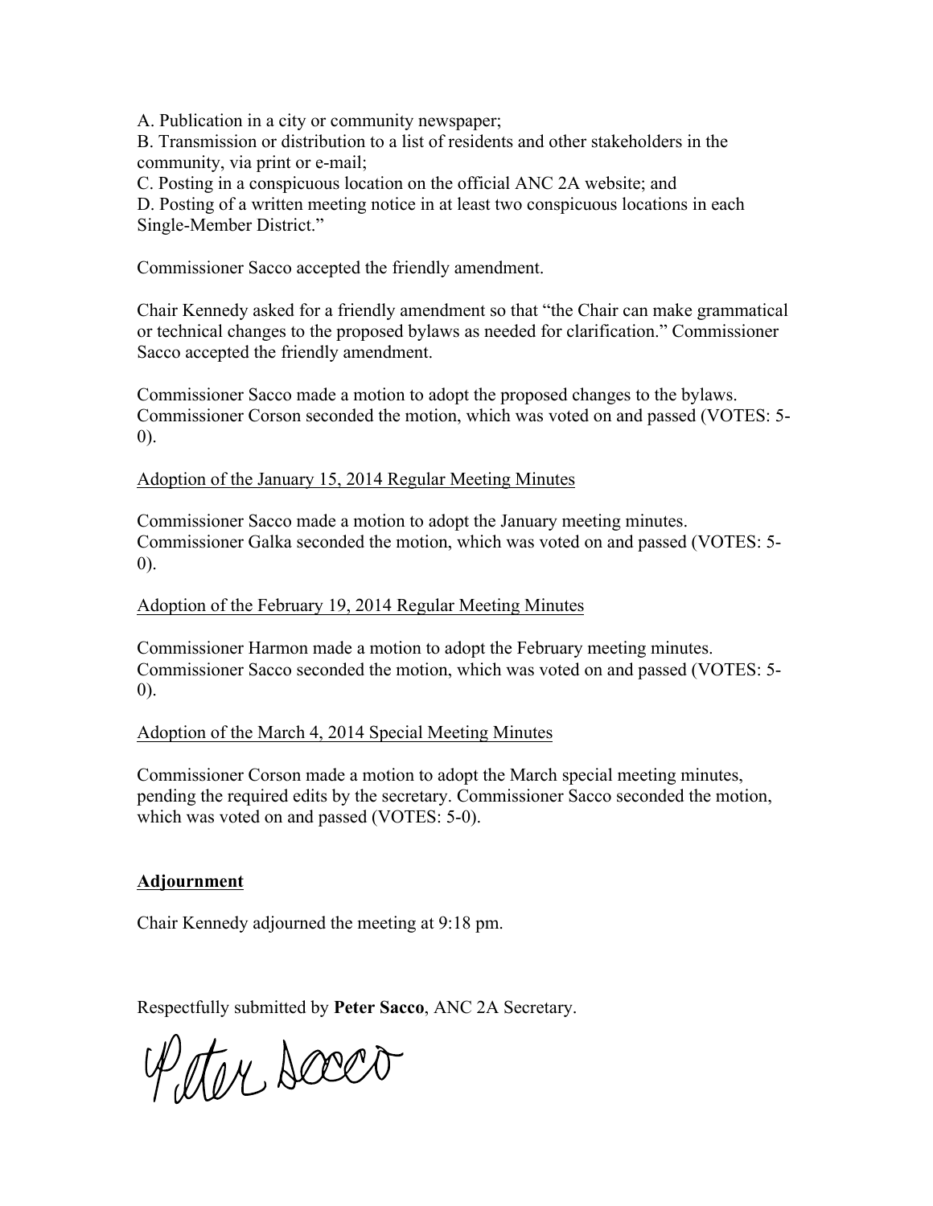A. Publication in a city or community newspaper;
B. Transmission or distribution to a list of residents and other stakeholders in the community, via print or e-mail;
C. Posting in a conspicuous location on the official ANC 2A website; and
D. Posting of a written meeting notice in at least two conspicuous locations in each Single-Member District."

Commissioner Sacco accepted the friendly amendment.

Chair Kennedy asked for a friendly amendment so that "the Chair can make grammatical or technical changes to the proposed bylaws as needed for clarification." Commissioner Sacco accepted the friendly amendment.

Commissioner Sacco made a motion to adopt the proposed changes to the bylaws. Commissioner Corson seconded the motion, which was voted on and passed (VOTES: 5-0).

Adoption of the January 15, 2014 Regular Meeting Minutes

Commissioner Sacco made a motion to adopt the January meeting minutes. Commissioner Galka seconded the motion, which was voted on and passed (VOTES: 5-0).

Adoption of the February 19, 2014 Regular Meeting Minutes

Commissioner Harmon made a motion to adopt the February meeting minutes. Commissioner Sacco seconded the motion, which was voted on and passed (VOTES: 5-0).

Adoption of the March 4, 2014 Special Meeting Minutes

Commissioner Corson made a motion to adopt the March special meeting minutes, pending the required edits by the secretary. Commissioner Sacco seconded the motion, which was voted on and passed (VOTES: 5-0).

**Adjournment**

Chair Kennedy adjourned the meeting at 9:18 pm.

Respectfully submitted by **Peter Sacco**, ANC 2A Secretary.

Peter Sacco